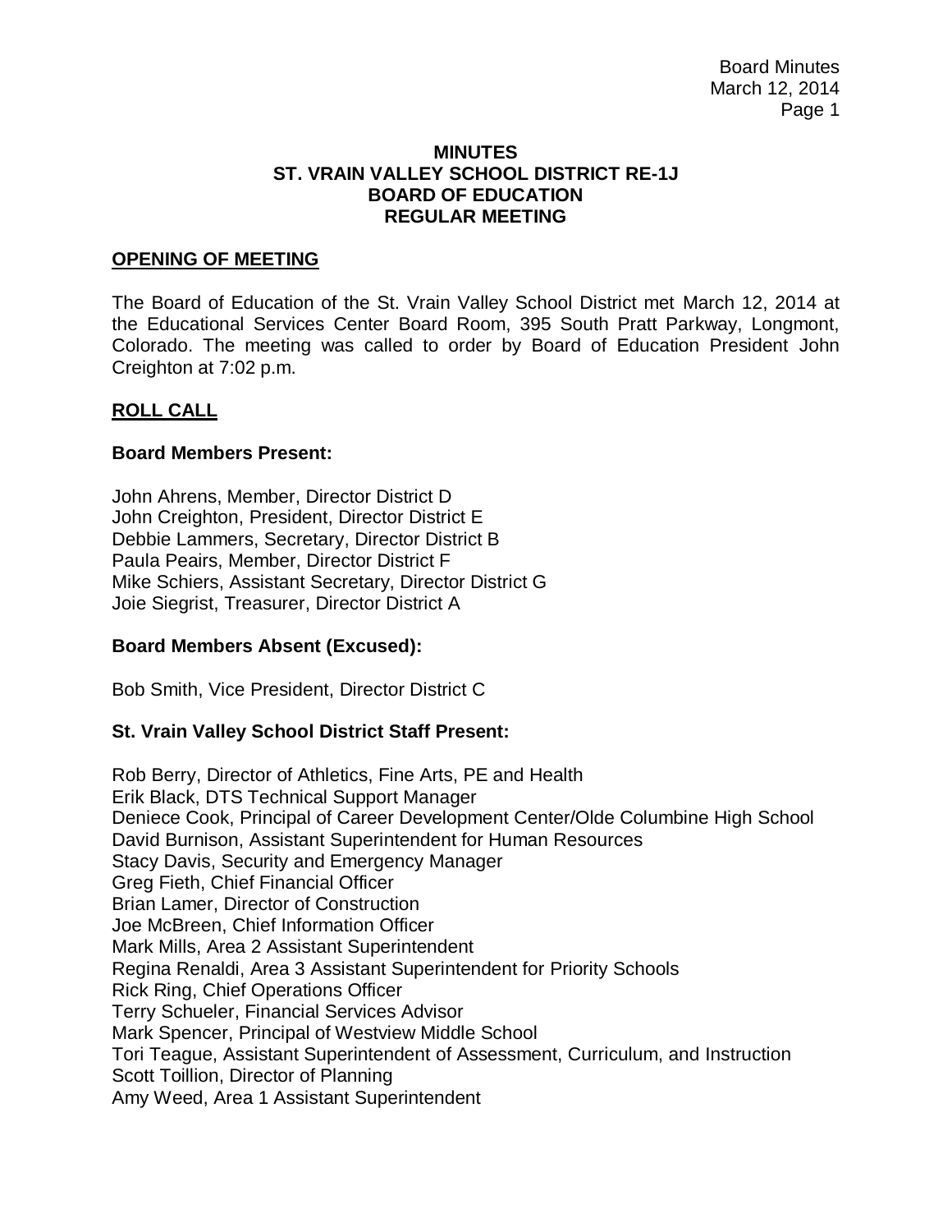# MINUTES
# ST. VRAIN VALLEY SCHOOL DISTRICT RE-1J
# BOARD OF EDUCATION
# REGULAR MEETING

## OPENING OF MEETING

The Board of Education of the St. Vrain Valley School District met March 12, 2014 at the Educational Services Center Board Room, 395 South Pratt Parkway, Longmont, Colorado. The meeting was called to order by Board of Education President John Creighton at 7:02 p.m.

## ROLL CALL

### Board Members Present:

John Ahrens, Member, Director District D
John Creighton, President, Director District E
Debbie Lammers, Secretary, Director District B
Paula Peairs, Member, Director District F
Mike Schiers, Assistant Secretary, Director District G
Joie Siegrist, Treasurer, Director District A

### Board Members Absent (Excused):

Bob Smith, Vice President, Director District C

### St. Vrain Valley School District Staff Present:

Rob Berry, Director of Athletics, Fine Arts, PE and Health
Erik Black, DTS Technical Support Manager
Deniece Cook, Principal of Career Development Center/Olde Columbine High School
David Burnison, Assistant Superintendent for Human Resources
Stacy Davis, Security and Emergency Manager
Greg Fieth, Chief Financial Officer
Brian Lamer, Director of Construction
Joe McBreen, Chief Information Officer
Mark Mills, Area 2 Assistant Superintendent
Regina Renaldi, Area 3 Assistant Superintendent for Priority Schools
Rick Ring, Chief Operations Officer
Terry Schueler, Financial Services Advisor
Mark Spencer, Principal of Westview Middle School
Tori Teague, Assistant Superintendent of Assessment, Curriculum, and Instruction
Scott Toillion, Director of Planning
Amy Weed, Area 1 Assistant Superintendent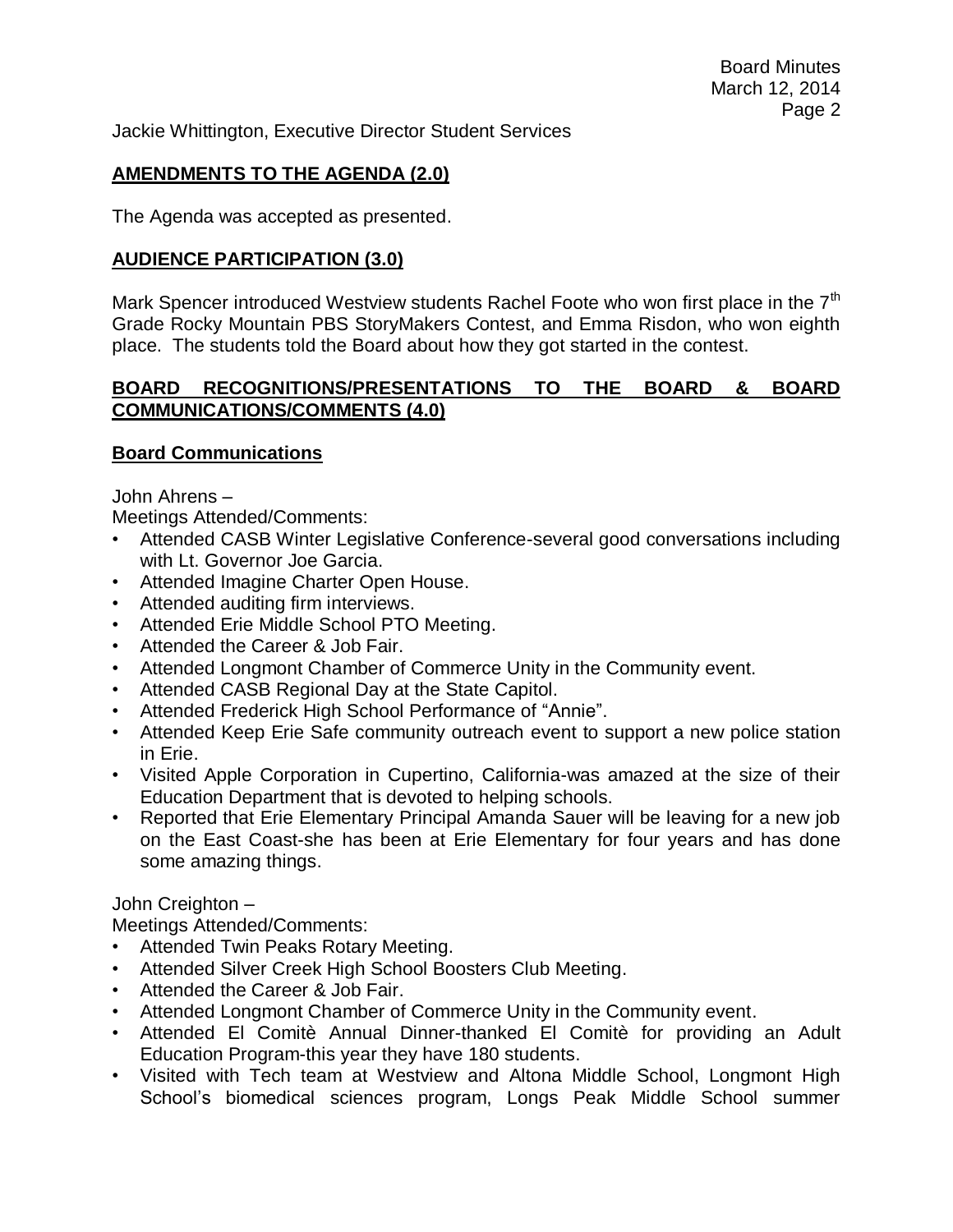Jackie Whittington, Executive Director Student Services

## AMENDMENTS TO THE AGENDA (2.0)

The Agenda was accepted as presented.

## AUDIENCE PARTICIPATION (3.0)

Mark Spencer introduced Westview students Rachel Foote who won first place in the 7th Grade Rocky Mountain PBS StoryMakers Contest, and Emma Risdon, who won eighth place. The students told the Board about how they got started in the contest.

## BOARD RECOGNITIONS/PRESENTATIONS TO THE BOARD & BOARD COMMUNICATIONS/COMMENTS (4.0)

### Board Communications

John Ahrens –

Meetings Attended/Comments:

- Attended CASB Winter Legislative Conference-several good conversations including with Lt. Governor Joe Garcia.
- Attended Imagine Charter Open House.
- Attended auditing firm interviews.
- Attended Erie Middle School PTO Meeting.
- Attended the Career & Job Fair.
- Attended Longmont Chamber of Commerce Unity in the Community event.
- Attended CASB Regional Day at the State Capitol.
- Attended Frederick High School Performance of "Annie".
- Attended Keep Erie Safe community outreach event to support a new police station in Erie.
- Visited Apple Corporation in Cupertino, California-was amazed at the size of their Education Department that is devoted to helping schools.
- Reported that Erie Elementary Principal Amanda Sauer will be leaving for a new job on the East Coast-she has been at Erie Elementary for four years and has done some amazing things.

John Creighton –

Meetings Attended/Comments:

- Attended Twin Peaks Rotary Meeting.
- Attended Silver Creek High School Boosters Club Meeting.
- Attended the Career & Job Fair.
- Attended Longmont Chamber of Commerce Unity in the Community event.
- Attended El Comitè Annual Dinner-thanked El Comitè for providing an Adult Education Program-this year they have 180 students.
- Visited with Tech team at Westview and Altona Middle School, Longmont High School's biomedical sciences program, Longs Peak Middle School summer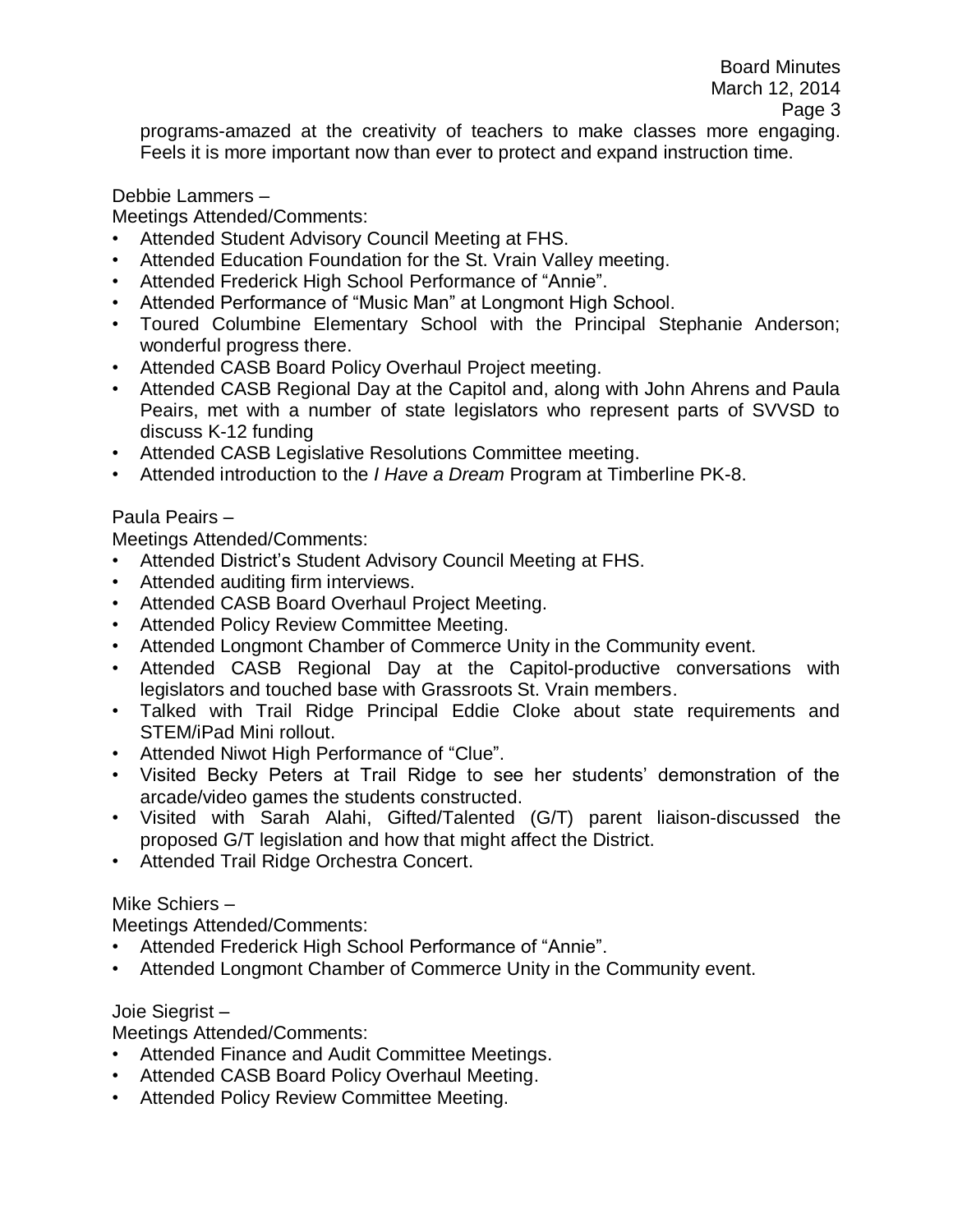programs-amazed at the creativity of teachers to make classes more engaging. Feels it is more important now than ever to protect and expand instruction time.

Debbie Lammers –

Meetings Attended/Comments:

- Attended Student Advisory Council Meeting at FHS.
- Attended Education Foundation for the St. Vrain Valley meeting.
- Attended Frederick High School Performance of "Annie".
- Attended Performance of "Music Man" at Longmont High School.
- Toured Columbine Elementary School with the Principal Stephanie Anderson; wonderful progress there.
- Attended CASB Board Policy Overhaul Project meeting.
- Attended CASB Regional Day at the Capitol and, along with John Ahrens and Paula Peairs, met with a number of state legislators who represent parts of SVVSD to discuss K-12 funding
- Attended CASB Legislative Resolutions Committee meeting.
- Attended introduction to the *I Have a Dream* Program at Timberline PK-8.

Paula Peairs –

Meetings Attended/Comments:

- Attended District's Student Advisory Council Meeting at FHS.
- Attended auditing firm interviews.
- Attended CASB Board Overhaul Project Meeting.
- Attended Policy Review Committee Meeting.
- Attended Longmont Chamber of Commerce Unity in the Community event.
- Attended CASB Regional Day at the Capitol-productive conversations with legislators and touched base with Grassroots St. Vrain members.
- Talked with Trail Ridge Principal Eddie Cloke about state requirements and STEM/iPad Mini rollout.
- Attended Niwot High Performance of "Clue".
- Visited Becky Peters at Trail Ridge to see her students' demonstration of the arcade/video games the students constructed.
- Visited with Sarah Alahi, Gifted/Talented (G/T) parent liaison-discussed the proposed G/T legislation and how that might affect the District.
- Attended Trail Ridge Orchestra Concert.

Mike Schiers –

Meetings Attended/Comments:

- Attended Frederick High School Performance of "Annie".
- Attended Longmont Chamber of Commerce Unity in the Community event.

Joie Siegrist –

Meetings Attended/Comments:

- Attended Finance and Audit Committee Meetings.
- Attended CASB Board Policy Overhaul Meeting.
- Attended Policy Review Committee Meeting.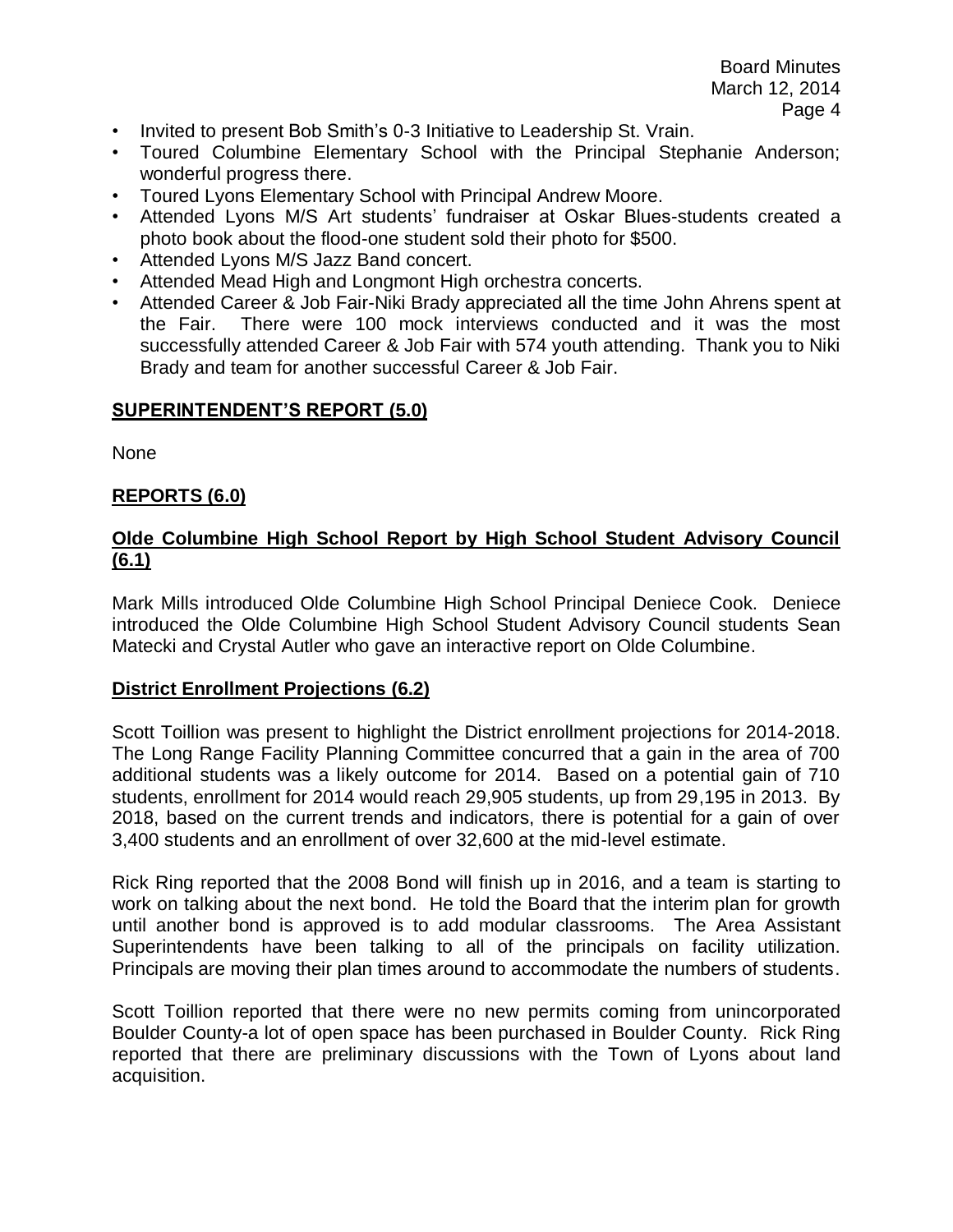- Invited to present Bob Smith's 0-3 Initiative to Leadership St. Vrain.
- Toured Columbine Elementary School with the Principal Stephanie Anderson; wonderful progress there.
- Toured Lyons Elementary School with Principal Andrew Moore.
- Attended Lyons M/S Art students' fundraiser at Oskar Blues-students created a photo book about the flood-one student sold their photo for $500.
- Attended Lyons M/S Jazz Band concert.
- Attended Mead High and Longmont High orchestra concerts.
- Attended Career & Job Fair-Niki Brady appreciated all the time John Ahrens spent at the Fair. There were 100 mock interviews conducted and it was the most successfully attended Career & Job Fair with 574 youth attending. Thank you to Niki Brady and team for another successful Career & Job Fair.

## SUPERINTENDENT'S REPORT (5.0)

None

## REPORTS (6.0)

### Olde Columbine High School Report by High School Student Advisory Council (6.1)

Mark Mills introduced Olde Columbine High School Principal Deniece Cook. Deniece introduced the Olde Columbine High School Student Advisory Council students Sean Matecki and Crystal Autler who gave an interactive report on Olde Columbine.

### District Enrollment Projections (6.2)

Scott Toillion was present to highlight the District enrollment projections for 2014-2018. The Long Range Facility Planning Committee concurred that a gain in the area of 700 additional students was a likely outcome for 2014. Based on a potential gain of 710 students, enrollment for 2014 would reach 29,905 students, up from 29,195 in 2013. By 2018, based on the current trends and indicators, there is potential for a gain of over 3,400 students and an enrollment of over 32,600 at the mid-level estimate.

Rick Ring reported that the 2008 Bond will finish up in 2016, and a team is starting to work on talking about the next bond. He told the Board that the interim plan for growth until another bond is approved is to add modular classrooms. The Area Assistant Superintendents have been talking to all of the principals on facility utilization. Principals are moving their plan times around to accommodate the numbers of students.

Scott Toillion reported that there were no new permits coming from unincorporated Boulder County-a lot of open space has been purchased in Boulder County. Rick Ring reported that there are preliminary discussions with the Town of Lyons about land acquisition.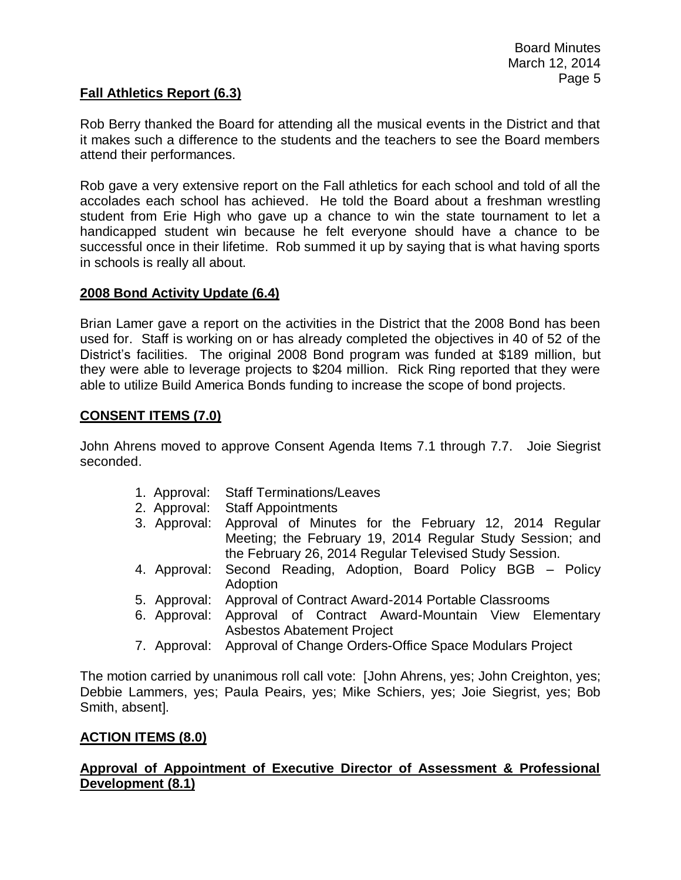## Fall Athletics Report (6.3)

Rob Berry thanked the Board for attending all the musical events in the District and that it makes such a difference to the students and the teachers to see the Board members attend their performances.

Rob gave a very extensive report on the Fall athletics for each school and told of all the accolades each school has achieved. He told the Board about a freshman wrestling student from Erie High who gave up a chance to win the state tournament to let a handicapped student win because he felt everyone should have a chance to be successful once in their lifetime. Rob summed it up by saying that is what having sports in schools is really all about.

## 2008 Bond Activity Update (6.4)

Brian Lamer gave a report on the activities in the District that the 2008 Bond has been used for. Staff is working on or has already completed the objectives in 40 of 52 of the District's facilities. The original 2008 Bond program was funded at $189 million, but they were able to leverage projects to $204 million. Rick Ring reported that they were able to utilize Build America Bonds funding to increase the scope of bond projects.

## CONSENT ITEMS (7.0)

John Ahrens moved to approve Consent Agenda Items 7.1 through 7.7. Joie Siegrist seconded.

1. Approval: Staff Terminations/Leaves
2. Approval: Staff Appointments
3. Approval: Approval of Minutes for the February 12, 2014 Regular Meeting; the February 19, 2014 Regular Study Session; and the February 26, 2014 Regular Televised Study Session.
4. Approval: Second Reading, Adoption, Board Policy BGB – Policy Adoption
5. Approval: Approval of Contract Award-2014 Portable Classrooms
6. Approval: Approval of Contract Award-Mountain View Elementary Asbestos Abatement Project
7. Approval: Approval of Change Orders-Office Space Modulars Project

The motion carried by unanimous roll call vote: [John Ahrens, yes; John Creighton, yes; Debbie Lammers, yes; Paula Peairs, yes; Mike Schiers, yes; Joie Siegrist, yes; Bob Smith, absent].

## ACTION ITEMS (8.0)

## Approval of Appointment of Executive Director of Assessment & Professional Development (8.1)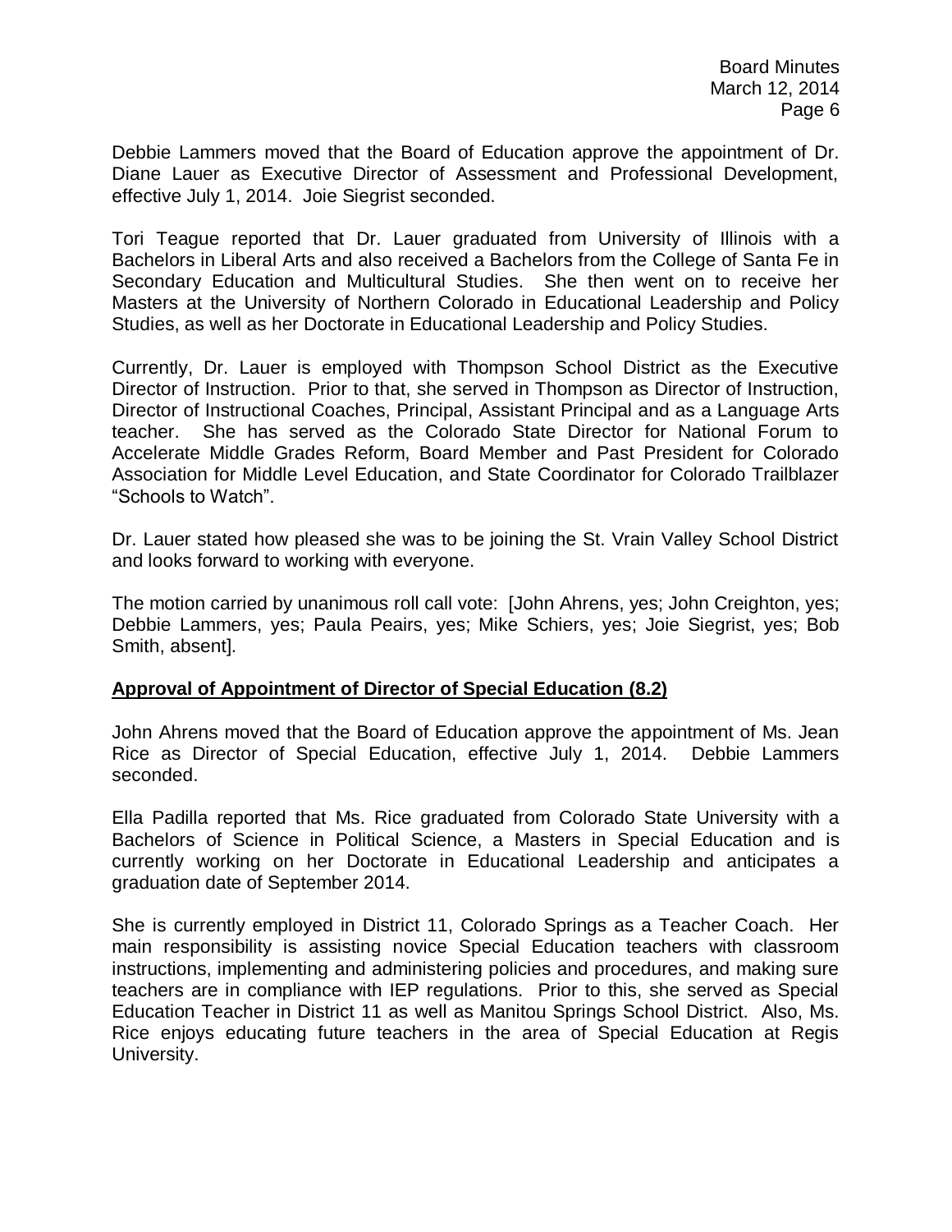Debbie Lammers moved that the Board of Education approve the appointment of Dr. Diane Lauer as Executive Director of Assessment and Professional Development, effective July 1, 2014. Joie Siegrist seconded.

Tori Teague reported that Dr. Lauer graduated from University of Illinois with a Bachelors in Liberal Arts and also received a Bachelors from the College of Santa Fe in Secondary Education and Multicultural Studies. She then went on to receive her Masters at the University of Northern Colorado in Educational Leadership and Policy Studies, as well as her Doctorate in Educational Leadership and Policy Studies.

Currently, Dr. Lauer is employed with Thompson School District as the Executive Director of Instruction. Prior to that, she served in Thompson as Director of Instruction, Director of Instructional Coaches, Principal, Assistant Principal and as a Language Arts teacher. She has served as the Colorado State Director for National Forum to Accelerate Middle Grades Reform, Board Member and Past President for Colorado Association for Middle Level Education, and State Coordinator for Colorado Trailblazer "Schools to Watch".

Dr. Lauer stated how pleased she was to be joining the St. Vrain Valley School District and looks forward to working with everyone.

The motion carried by unanimous roll call vote: [John Ahrens, yes; John Creighton, yes; Debbie Lammers, yes; Paula Peairs, yes; Mike Schiers, yes; Joie Siegrist, yes; Bob Smith, absent].

**Approval of Appointment of Director of Special Education (8.2)**

John Ahrens moved that the Board of Education approve the appointment of Ms. Jean Rice as Director of Special Education, effective July 1, 2014. Debbie Lammers seconded.

Ella Padilla reported that Ms. Rice graduated from Colorado State University with a Bachelors of Science in Political Science, a Masters in Special Education and is currently working on her Doctorate in Educational Leadership and anticipates a graduation date of September 2014.

She is currently employed in District 11, Colorado Springs as a Teacher Coach. Her main responsibility is assisting novice Special Education teachers with classroom instructions, implementing and administering policies and procedures, and making sure teachers are in compliance with IEP regulations. Prior to this, she served as Special Education Teacher in District 11 as well as Manitou Springs School District. Also, Ms. Rice enjoys educating future teachers in the area of Special Education at Regis University.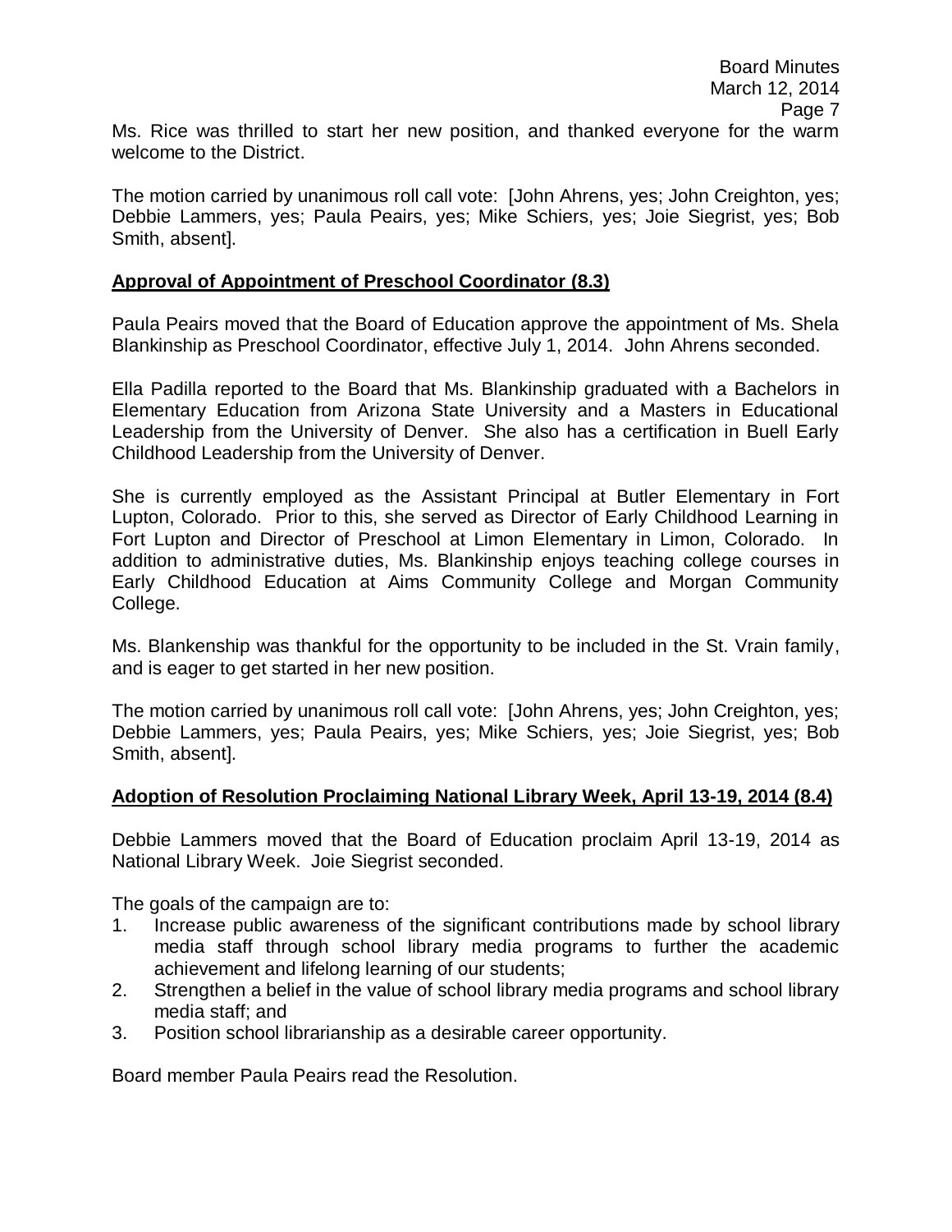Ms. Rice was thrilled to start her new position, and thanked everyone for the warm welcome to the District.

The motion carried by unanimous roll call vote: [John Ahrens, yes; John Creighton, yes; Debbie Lammers, yes; Paula Peairs, yes; Mike Schiers, yes; Joie Siegrist, yes; Bob Smith, absent].

**Approval of Appointment of Preschool Coordinator (8.3)**

Paula Peairs moved that the Board of Education approve the appointment of Ms. Shela Blankinship as Preschool Coordinator, effective July 1, 2014. John Ahrens seconded.

Ella Padilla reported to the Board that Ms. Blankinship graduated with a Bachelors in Elementary Education from Arizona State University and a Masters in Educational Leadership from the University of Denver. She also has a certification in Buell Early Childhood Leadership from the University of Denver.

She is currently employed as the Assistant Principal at Butler Elementary in Fort Lupton, Colorado. Prior to this, she served as Director of Early Childhood Learning in Fort Lupton and Director of Preschool at Limon Elementary in Limon, Colorado. In addition to administrative duties, Ms. Blankinship enjoys teaching college courses in Early Childhood Education at Aims Community College and Morgan Community College.

Ms. Blankenship was thankful for the opportunity to be included in the St. Vrain family, and is eager to get started in her new position.

The motion carried by unanimous roll call vote: [John Ahrens, yes; John Creighton, yes; Debbie Lammers, yes; Paula Peairs, yes; Mike Schiers, yes; Joie Siegrist, yes; Bob Smith, absent].

**Adoption of Resolution Proclaiming National Library Week, April 13-19, 2014 (8.4)**

Debbie Lammers moved that the Board of Education proclaim April 13-19, 2014 as National Library Week. Joie Siegrist seconded.

The goals of the campaign are to:

1. Increase public awareness of the significant contributions made by school library media staff through school library media programs to further the academic achievement and lifelong learning of our students;
2. Strengthen a belief in the value of school library media programs and school library media staff; and
3. Position school librarianship as a desirable career opportunity.

Board member Paula Peairs read the Resolution.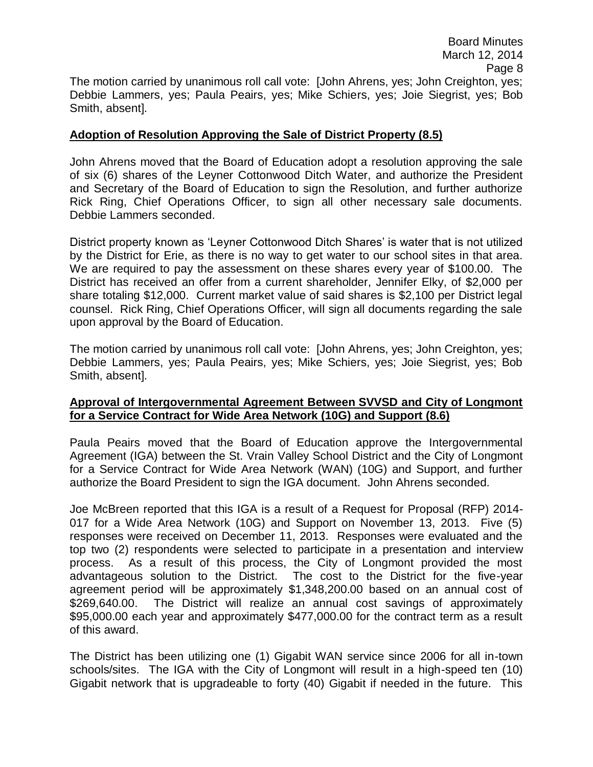The motion carried by unanimous roll call vote: [John Ahrens, yes; John Creighton, yes; Debbie Lammers, yes; Paula Peairs, yes; Mike Schiers, yes; Joie Siegrist, yes; Bob Smith, absent].

**Adoption of Resolution Approving the Sale of District Property (8.5)**

John Ahrens moved that the Board of Education adopt a resolution approving the sale of six (6) shares of the Leyner Cottonwood Ditch Water, and authorize the President and Secretary of the Board of Education to sign the Resolution, and further authorize Rick Ring, Chief Operations Officer, to sign all other necessary sale documents. Debbie Lammers seconded.

District property known as 'Leyner Cottonwood Ditch Shares' is water that is not utilized by the District for Erie, as there is no way to get water to our school sites in that area. We are required to pay the assessment on these shares every year of $100.00. The District has received an offer from a current shareholder, Jennifer Elky, of $2,000 per share totaling $12,000. Current market value of said shares is $2,100 per District legal counsel. Rick Ring, Chief Operations Officer, will sign all documents regarding the sale upon approval by the Board of Education.

The motion carried by unanimous roll call vote: [John Ahrens, yes; John Creighton, yes; Debbie Lammers, yes; Paula Peairs, yes; Mike Schiers, yes; Joie Siegrist, yes; Bob Smith, absent].

**Approval of Intergovernmental Agreement Between SVVSD and City of Longmont for a Service Contract for Wide Area Network (10G) and Support (8.6)**

Paula Peairs moved that the Board of Education approve the Intergovernmental Agreement (IGA) between the St. Vrain Valley School District and the City of Longmont for a Service Contract for Wide Area Network (WAN) (10G) and Support, and further authorize the Board President to sign the IGA document. John Ahrens seconded.

Joe McBreen reported that this IGA is a result of a Request for Proposal (RFP) 2014-017 for a Wide Area Network (10G) and Support on November 13, 2013. Five (5) responses were received on December 11, 2013. Responses were evaluated and the top two (2) respondents were selected to participate in a presentation and interview process. As a result of this process, the City of Longmont provided the most advantageous solution to the District. The cost to the District for the five-year agreement period will be approximately $1,348,200.00 based on an annual cost of $269,640.00. The District will realize an annual cost savings of approximately $95,000.00 each year and approximately $477,000.00 for the contract term as a result of this award.

The District has been utilizing one (1) Gigabit WAN service since 2006 for all in-town schools/sites. The IGA with the City of Longmont will result in a high-speed ten (10) Gigabit network that is upgradeable to forty (40) Gigabit if needed in the future. This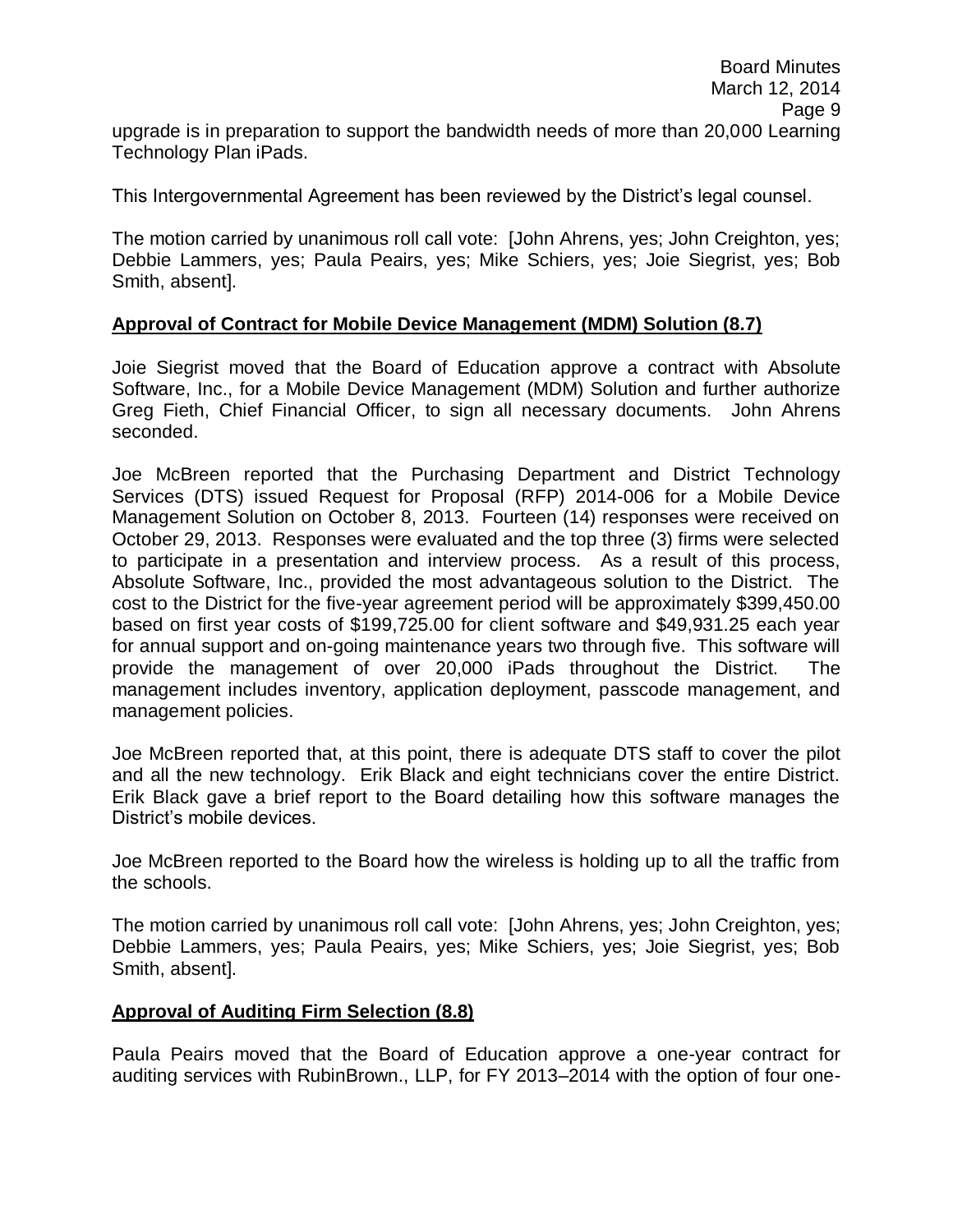upgrade is in preparation to support the bandwidth needs of more than 20,000 Learning Technology Plan iPads.

This Intergovernmental Agreement has been reviewed by the District's legal counsel.

The motion carried by unanimous roll call vote: [John Ahrens, yes; John Creighton, yes; Debbie Lammers, yes; Paula Peairs, yes; Mike Schiers, yes; Joie Siegrist, yes; Bob Smith, absent].

**Approval of Contract for Mobile Device Management (MDM) Solution (8.7)**

Joie Siegrist moved that the Board of Education approve a contract with Absolute Software, Inc., for a Mobile Device Management (MDM) Solution and further authorize Greg Fieth, Chief Financial Officer, to sign all necessary documents. John Ahrens seconded.

Joe McBreen reported that the Purchasing Department and District Technology Services (DTS) issued Request for Proposal (RFP) 2014-006 for a Mobile Device Management Solution on October 8, 2013. Fourteen (14) responses were received on October 29, 2013. Responses were evaluated and the top three (3) firms were selected to participate in a presentation and interview process. As a result of this process, Absolute Software, Inc., provided the most advantageous solution to the District. The cost to the District for the five-year agreement period will be approximately $399,450.00 based on first year costs of $199,725.00 for client software and $49,931.25 each year for annual support and on-going maintenance years two through five. This software will provide the management of over 20,000 iPads throughout the District. The management includes inventory, application deployment, passcode management, and management policies.

Joe McBreen reported that, at this point, there is adequate DTS staff to cover the pilot and all the new technology. Erik Black and eight technicians cover the entire District. Erik Black gave a brief report to the Board detailing how this software manages the District's mobile devices.

Joe McBreen reported to the Board how the wireless is holding up to all the traffic from the schools.

The motion carried by unanimous roll call vote: [John Ahrens, yes; John Creighton, yes; Debbie Lammers, yes; Paula Peairs, yes; Mike Schiers, yes; Joie Siegrist, yes; Bob Smith, absent].

**Approval of Auditing Firm Selection (8.8)**

Paula Peairs moved that the Board of Education approve a one-year contract for auditing services with RubinBrown., LLP, for FY 2013–2014 with the option of four one-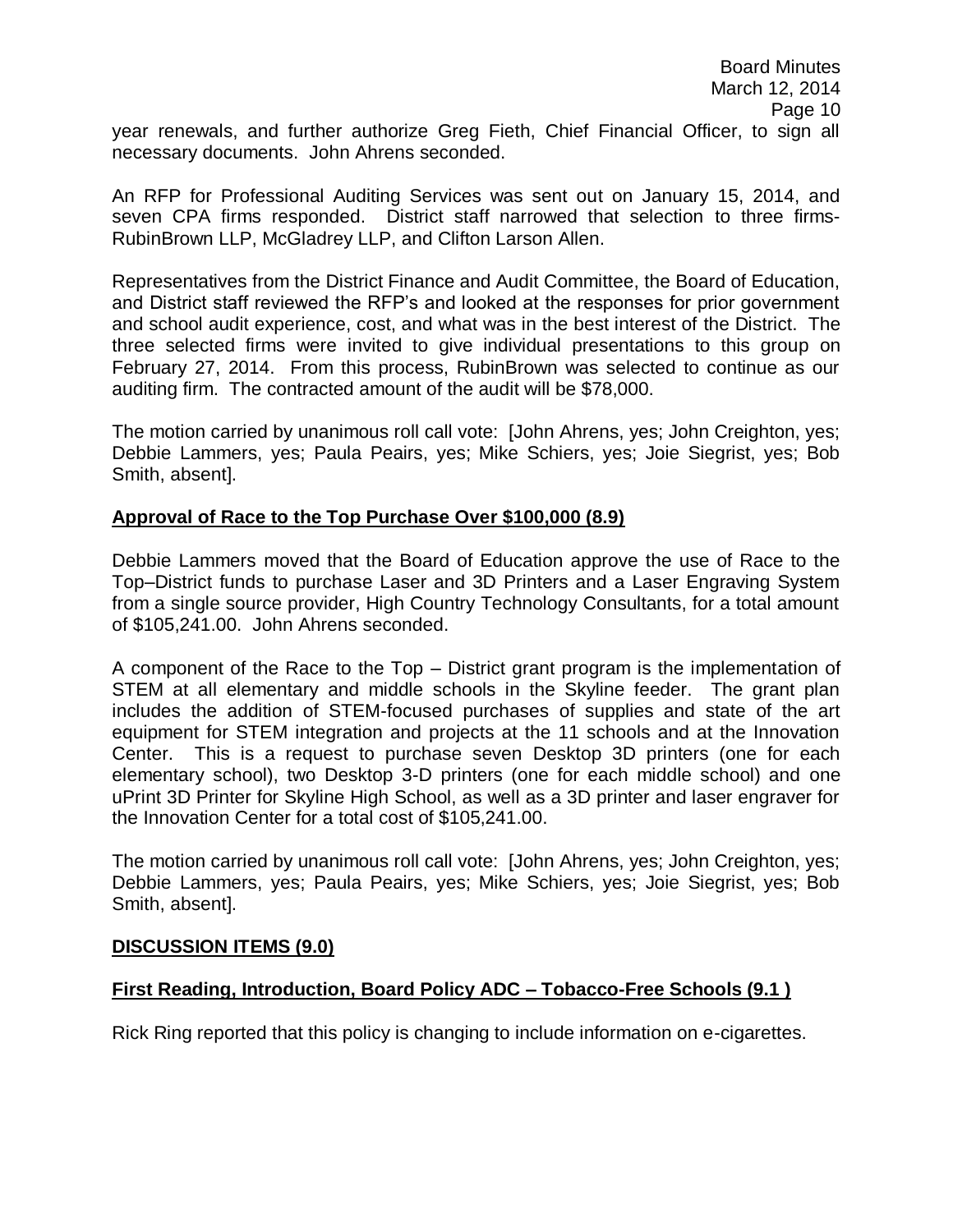year renewals, and further authorize Greg Fieth, Chief Financial Officer, to sign all necessary documents. John Ahrens seconded.

An RFP for Professional Auditing Services was sent out on January 15, 2014, and seven CPA firms responded. District staff narrowed that selection to three firms- RubinBrown LLP, McGladrey LLP, and Clifton Larson Allen.

Representatives from the District Finance and Audit Committee, the Board of Education, and District staff reviewed the RFP's and looked at the responses for prior government and school audit experience, cost, and what was in the best interest of the District. The three selected firms were invited to give individual presentations to this group on February 27, 2014. From this process, RubinBrown was selected to continue as our auditing firm. The contracted amount of the audit will be $78,000.

The motion carried by unanimous roll call vote: [John Ahrens, yes; John Creighton, yes; Debbie Lammers, yes; Paula Peairs, yes; Mike Schiers, yes; Joie Siegrist, yes; Bob Smith, absent].

**Approval of Race to the Top Purchase Over $100,000 (8.9)**

Debbie Lammers moved that the Board of Education approve the use of Race to the Top–District funds to purchase Laser and 3D Printers and a Laser Engraving System from a single source provider, High Country Technology Consultants, for a total amount of $105,241.00. John Ahrens seconded.

A component of the Race to the Top – District grant program is the implementation of STEM at all elementary and middle schools in the Skyline feeder. The grant plan includes the addition of STEM-focused purchases of supplies and state of the art equipment for STEM integration and projects at the 11 schools and at the Innovation Center. This is a request to purchase seven Desktop 3D printers (one for each elementary school), two Desktop 3-D printers (one for each middle school) and one uPrint 3D Printer for Skyline High School, as well as a 3D printer and laser engraver for the Innovation Center for a total cost of $105,241.00.

The motion carried by unanimous roll call vote: [John Ahrens, yes; John Creighton, yes; Debbie Lammers, yes; Paula Peairs, yes; Mike Schiers, yes; Joie Siegrist, yes; Bob Smith, absent].

**DISCUSSION ITEMS (9.0)**

**First Reading, Introduction, Board Policy ADC – Tobacco-Free Schools (9.1 )**

Rick Ring reported that this policy is changing to include information on e-cigarettes.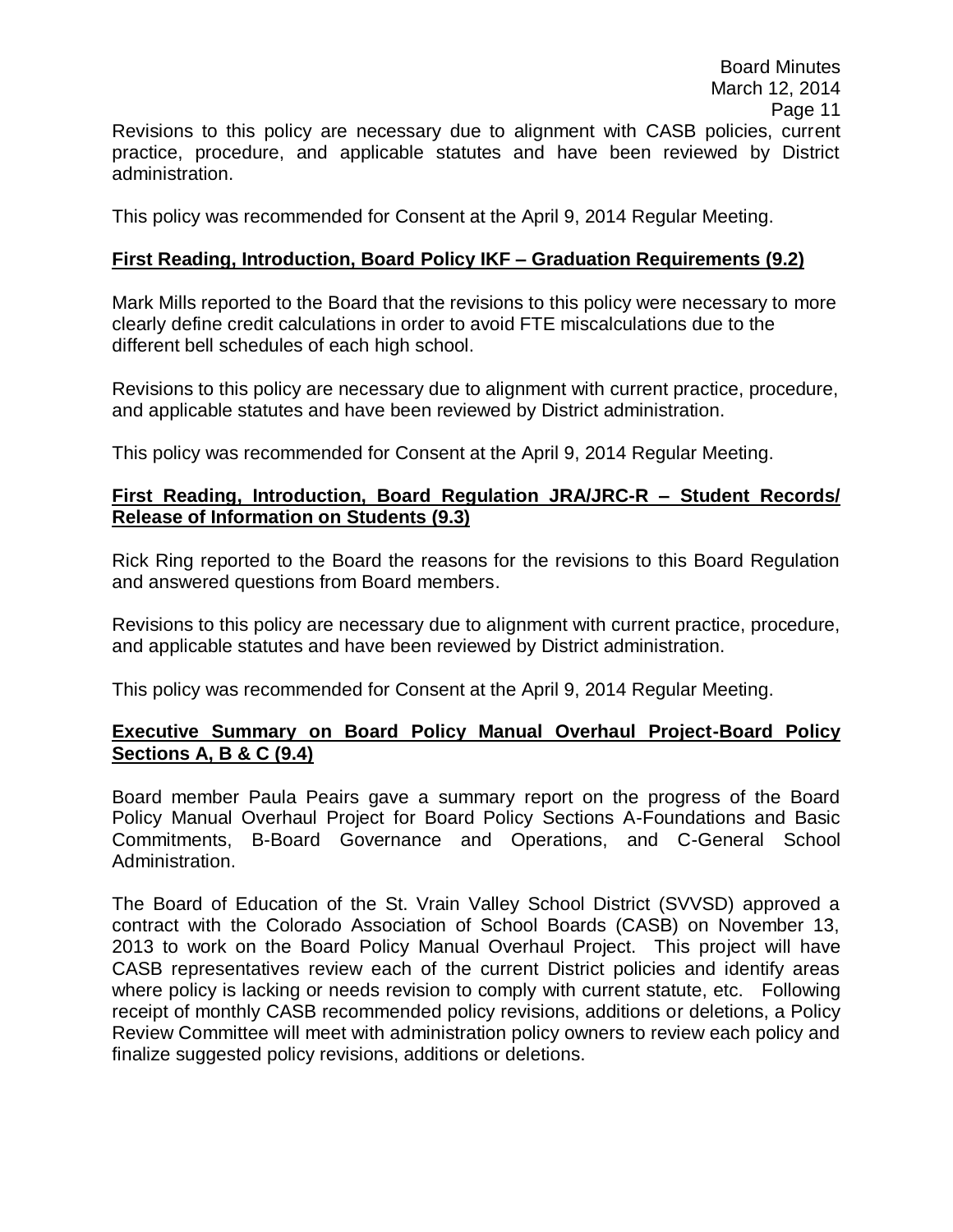Revisions to this policy are necessary due to alignment with CASB policies, current practice, procedure, and applicable statutes and have been reviewed by District administration.

This policy was recommended for Consent at the April 9, 2014 Regular Meeting.

**First Reading, Introduction, Board Policy IKF – Graduation Requirements (9.2)**

Mark Mills reported to the Board that the revisions to this policy were necessary to more clearly define credit calculations in order to avoid FTE miscalculations due to the different bell schedules of each high school.

Revisions to this policy are necessary due to alignment with current practice, procedure, and applicable statutes and have been reviewed by District administration.

This policy was recommended for Consent at the April 9, 2014 Regular Meeting.

**First Reading, Introduction, Board Regulation JRA/JRC-R – Student Records/ Release of Information on Students (9.3)**

Rick Ring reported to the Board the reasons for the revisions to this Board Regulation and answered questions from Board members.

Revisions to this policy are necessary due to alignment with current practice, procedure, and applicable statutes and have been reviewed by District administration.

This policy was recommended for Consent at the April 9, 2014 Regular Meeting.

**Executive Summary on Board Policy Manual Overhaul Project-Board Policy Sections A, B & C (9.4)**

Board member Paula Peairs gave a summary report on the progress of the Board Policy Manual Overhaul Project for Board Policy Sections A-Foundations and Basic Commitments, B-Board Governance and Operations, and C-General School Administration.

The Board of Education of the St. Vrain Valley School District (SVVSD) approved a contract with the Colorado Association of School Boards (CASB) on November 13, 2013 to work on the Board Policy Manual Overhaul Project. This project will have CASB representatives review each of the current District policies and identify areas where policy is lacking or needs revision to comply with current statute, etc. Following receipt of monthly CASB recommended policy revisions, additions or deletions, a Policy Review Committee will meet with administration policy owners to review each policy and finalize suggested policy revisions, additions or deletions.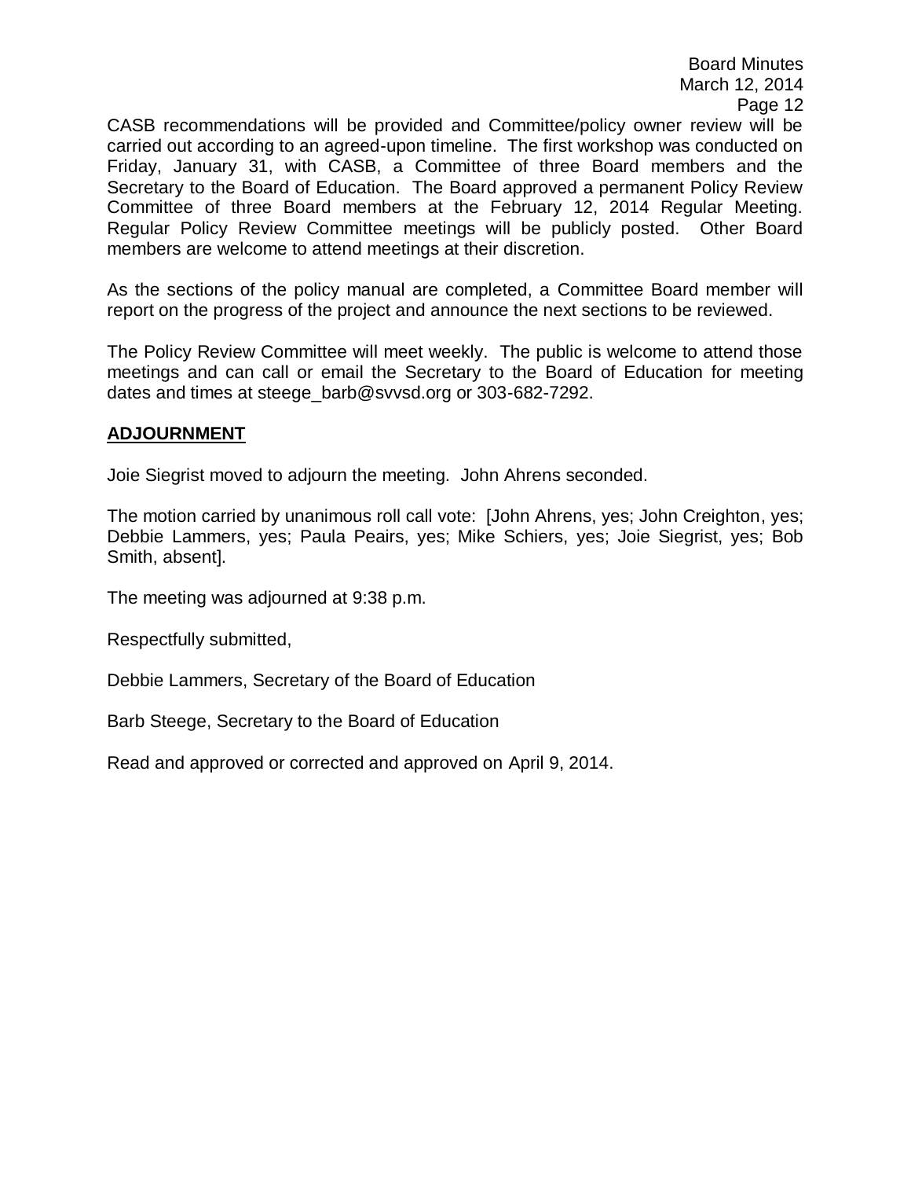CASB recommendations will be provided and Committee/policy owner review will be carried out according to an agreed-upon timeline. The first workshop was conducted on Friday, January 31, with CASB, a Committee of three Board members and the Secretary to the Board of Education. The Board approved a permanent Policy Review Committee of three Board members at the February 12, 2014 Regular Meeting. Regular Policy Review Committee meetings will be publicly posted. Other Board members are welcome to attend meetings at their discretion.

As the sections of the policy manual are completed, a Committee Board member will report on the progress of the project and announce the next sections to be reviewed.

The Policy Review Committee will meet weekly. The public is welcome to attend those meetings and can call or email the Secretary to the Board of Education for meeting dates and times at steege_barb@svvsd.org or 303-682-7292.

## ADJOURNMENT

Joie Siegrist moved to adjourn the meeting. John Ahrens seconded.

The motion carried by unanimous roll call vote: [John Ahrens, yes; John Creighton, yes; Debbie Lammers, yes; Paula Peairs, yes; Mike Schiers, yes; Joie Siegrist, yes; Bob Smith, absent].

The meeting was adjourned at 9:38 p.m.

Respectfully submitted,

Debbie Lammers, Secretary of the Board of Education

Barb Steege, Secretary to the Board of Education

Read and approved or corrected and approved on April 9, 2014.